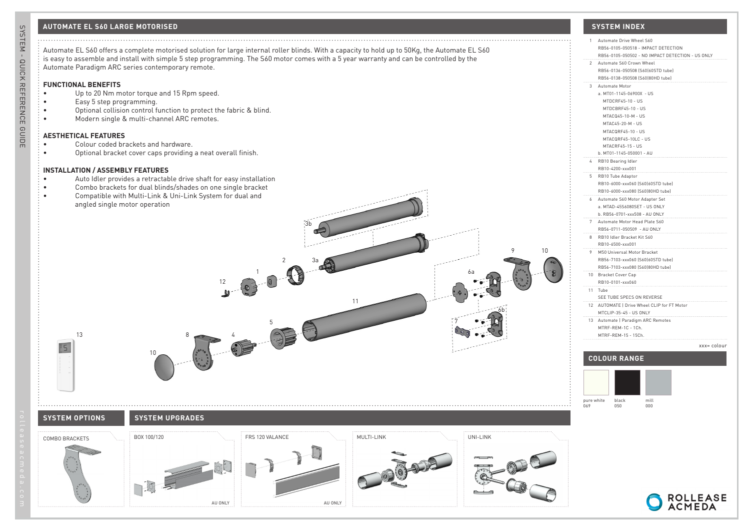## AUTOMATE EL S60 LARGE MOTORISED

Automate EL S60 offers a complete motorised solution for large internal roller blinds. With a capacity to hold up to 50Kg, the Automate EL S60 is easy to assemble and install with simple 5 step programming. The S60 motor comes with a 5 year warranty and can be controlled by the Automate Paradigm ARC series contemporary remote.

### FUNCTIONAL BENEFITS

- Up to 20 Nm motor torque and 15 Rpm speed.
- Easy 5 step programming.
- Optional collision control function to protect the fabric & blind.
- Modern single & multi-channel ARC remotes.

### AESTHETICAL FEATURES

- Colour coded brackets and hardware.
- Optional bracket cover caps providing a neat overall finish.

### INSTALLATION / ASSEMBLY FEATURES

- Auto Idler provides a retractable drive shaft for easy installation
- Combo brackets for dual blinds/shades on one single bracket
- Compatible with Multi-Link & Uni-Link System for dual and angled single motor operation

## SYSTEM INDEX

1. Automate Drive Wheel S60
   RB56-0105-050518 - IMPACT DETECTION
   RB56-0105-050502 - NO IMPACT DETECTION - US ONLY
2. Automate S60 Crown Wheel
   RB56-0136-050508 (S60|60STD tube)
   RB56-0138-050508 (S60|80HD tube)
3. Automate Motor
   a. MT01-1145-06900X - US
   MTDCRF45-10 - US
   MTDCBRF45-10 - US
   MTACQ45-10-M - US
   MTAC45-20-M - US
   MTACQRF45-10 - US
   MTACQRF45-10LC - US
   MTACRF45-15 - US
   b. MT01-1145-050001 - AU
4. RB10 Bearing Idler
   RB10-4200-xxx001
5. RB10 Tube Adaptor
   RB10-6000-xxx060 (S60|60STD tube)
   RB10-6000-xxx080 (S60|80HD tube)
6. Automate S60 Motor Adapter Set
   a. MTAD-45S6080SET - US ONLY
   b. RB56-0701-xxx508 - AU ONLY
7. Automate Motor Head Plate S60
   RB56-0711-050509 - AU ONLY
8. RB10 Idler Bracket Kit S60
   RB10-6500-xxx001
9. M50 Universal Motor Bracket
   RB56-7103-xxx060 (S60|60STD tube)
   RB56-7103-xxx080 (S60|80HD tube)
10. Bracket Cover Cap
    RB10-0101-xxx060
11. Tube
    SEE TUBE SPECS ON REVERSE
12. AUTOMATE | Drive Wheel CLIP for FT Motor
    MTCLIP-35-45 - US ONLY
13. Automate | Paradigm ARC Remotes
    MTRF-REM-1C - 1Ch.
    MTRF-REM-15 - 15Ch.

xxx= colour

## COLOUR RANGE

| pure white | black | mill |
|---|---|---|
| 069 | 050 | 000 |

## SYSTEM OPTIONS

COMBO BRACKETS

## SYSTEM UPGRADES

BOX 100/120 — AU ONLY

FRS 120 VALANCE — AU ONLY

MULTI-LINK

UNI-LINK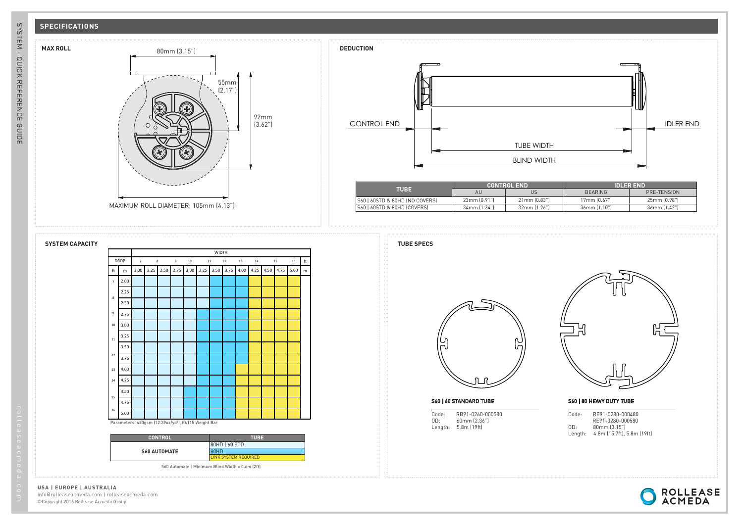# SPECIFICATIONS

## MAX ROLL

80mm (3.15")

55mm (2.17")

92mm (3.62")

MAXIMUM ROLL DIAMETER: 105mm (4.13")

## DEDUCTION

CONTROL END

IDLER END

TUBE WIDTH

BLIND WIDTH

| TUBE | CONTROL END | | IDLER END | |
|---|---|---|---|---|
| | AU | US | BEARING | PRE-TENSION |
| S60 \| 60STD & 80HD (NO COVERS) | 23mm (0.91") | 21mm (0.83") | 17mm (0.67") | 25mm (0.98") |
| S60 \| 60STD & 80HD (COVERS) | 34mm (1.34") | 32mm (1.26") | 36mm (1.10") | 36mm (1.42") |

## SYSTEM CAPACITY

WIDTH

DROP

ft: 7, 8, 9, 10, 11, 12, 13, 14, 15, 16

m: 2.00, 2.25, 2.50, 2.75, 3.00, 3.25, 3.50, 3.75, 4.00, 4.25, 4.50, 4.75, 5.00

Drop ft: 7, 8, 9, 10, 11, 12, 13, 14, 15, 16

Drop m: 2.00, 2.25, 2.50, 2.75, 3.00, 3.25, 3.50, 3.75, 4.00, 4.25, 4.50, 4.75, 5.00

Parameters: 420gsm (12.39oz/yd²), F4115 Weight Bar

| CONTROL | TUBE |
|---|---|
| S60 AUTOMATE | 80HD \| 60 STD |
| | 80HD |
| | LINK SYSTEM REQUIRED |

S60 Automate | Minimum Blind Width = 0.6m (2ft)

## TUBE SPECS

### S60 | 60 STANDARD TUBE

Code: RB91-0260-000580
OD: 60mm (2.36")
Length: 5.8m (19ft)

### S60 | 80 HEAVY DUTY TUBE

Code: RE91-0280-000480
RE91-0280-000580
OD: 80mm (3.15")
Length: 4.8m (15.7ft), 5.8m (19ft)

**USA | EUROPE | AUSTRALIA**
info@rolleaseacmeda.com | rolleaseacmeda.com
©Copyright 2016 Rollease Acmeda Group